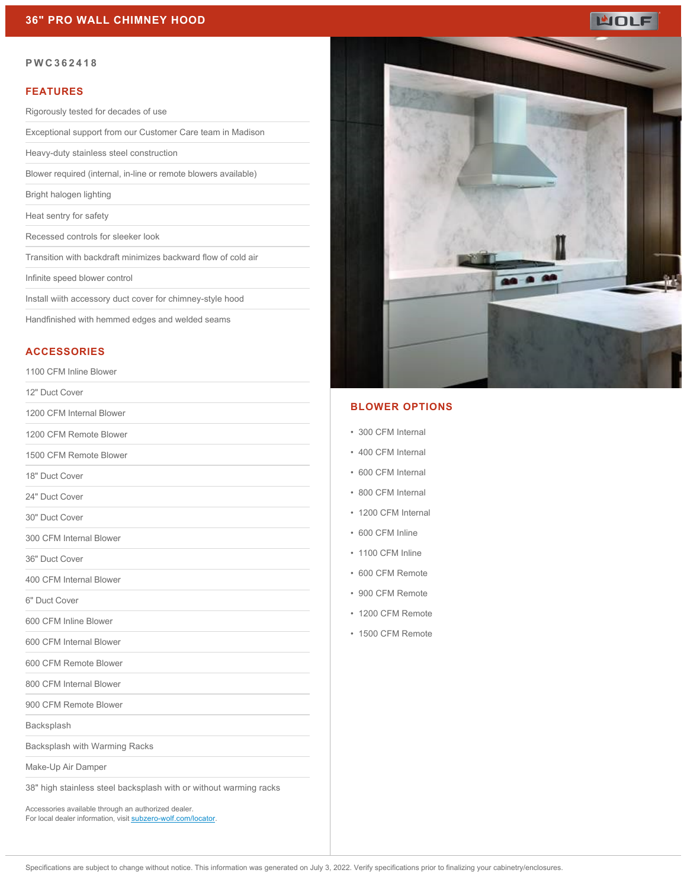# 36" PRO WALL CHIMNEY HOOD

WOLF

**PWC362418**

## FEATURES

- Rigorously tested for decades of use
- Exceptional support from our Customer Care team in Madison
- Heavy-duty stainless steel construction
- Blower required (internal, in-line or remote blowers available)
- Bright halogen lighting
- Heat sentry for safety
- Recessed controls for sleeker look
- Transition with backdraft minimizes backward flow of cold air
- Infinite speed blower control
- Install wiith accessory duct cover for chimney-style hood
- Handfinished with hemmed edges and welded seams

## ACCESSORIES

- 1100 CFM Inline Blower
- 12" Duct Cover
- 1200 CFM Internal Blower
- 1200 CFM Remote Blower
- 1500 CFM Remote Blower
- 18" Duct Cover
- 24" Duct Cover
- 30" Duct Cover
- 300 CFM Internal Blower
- 36" Duct Cover
- 400 CFM Internal Blower
- 6" Duct Cover
- 600 CFM Inline Blower
- 600 CFM Internal Blower
- 600 CFM Remote Blower
- 800 CFM Internal Blower
- 900 CFM Remote Blower
- Backsplash
- Backsplash with Warming Racks
- Make-Up Air Damper
- 38" high stainless steel backsplash with or without warming racks

Accessories available through an authorized dealer.
For local dealer information, visit subzero-wolf.com/locator.

## BLOWER OPTIONS

- 300 CFM Internal
- 400 CFM Internal
- 600 CFM Internal
- 800 CFM Internal
- 1200 CFM Internal
- 600 CFM Inline
- 1100 CFM Inline
- 600 CFM Remote
- 900 CFM Remote
- 1200 CFM Remote
- 1500 CFM Remote

Specifications are subject to change without notice. This information was generated on July 3, 2022. Verify specifications prior to finalizing your cabinetry/enclosures.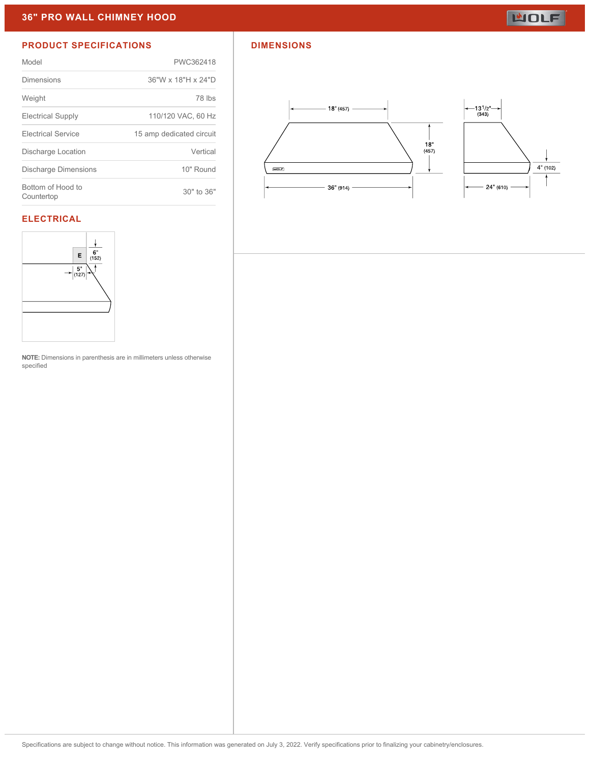# 36" PRO WALL CHIMNEY HOOD

## PRODUCT SPECIFICATIONS

| | |
|---|---|
| Model | PWC362418 |
| Dimensions | 36"W x 18"H x 24"D |
| Weight | 78 lbs |
| Electrical Supply | 110/120 VAC, 60 Hz |
| Electrical Service | 15 amp dedicated circuit |
| Discharge Location | Vertical |
| Discharge Dimensions | 10" Round |
| Bottom of Hood to Countertop | 30" to 36" |

## ELECTRICAL

E

6" (152)

5" (127)

**NOTE:** Dimensions in parenthesis are in millimeters unless otherwise specified

## DIMENSIONS

18" (457)

18" (457)

36" (914)

13 1/2" (343)

4" (102)

24" (610)

Specifications are subject to change without notice. This information was generated on July 3, 2022. Verify specifications prior to finalizing your cabinetry/enclosures.